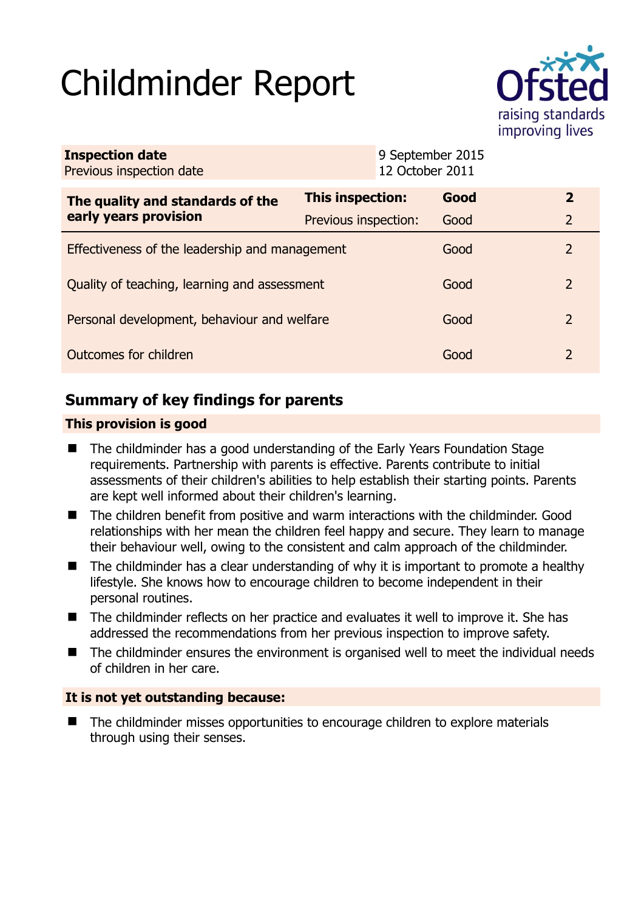# Childminder Report

Ofsted
raising standards
improving lives

| | |
|---|---|
| **Inspection date** | 9 September 2015 |
| Previous inspection date | 12 October 2011 |

| | | | |
|---|---|---|---|
| **The quality and standards of the early years provision** | **This inspection:** | **Good** | **2** |
| | Previous inspection: | Good | 2 |
| Effectiveness of the leadership and management | | Good | 2 |
| Quality of teaching, learning and assessment | | Good | 2 |
| Personal development, behaviour and welfare | | Good | 2 |
| Outcomes for children | | Good | 2 |

## Summary of key findings for parents

### This provision is good

- The childminder has a good understanding of the Early Years Foundation Stage requirements. Partnership with parents is effective. Parents contribute to initial assessments of their children's abilities to help establish their starting points. Parents are kept well informed about their children's learning.
- The children benefit from positive and warm interactions with the childminder. Good relationships with her mean the children feel happy and secure. They learn to manage their behaviour well, owing to the consistent and calm approach of the childminder.
- The childminder has a clear understanding of why it is important to promote a healthy lifestyle. She knows how to encourage children to become independent in their personal routines.
- The childminder reflects on her practice and evaluates it well to improve it. She has addressed the recommendations from her previous inspection to improve safety.
- The childminder ensures the environment is organised well to meet the individual needs of children in her care.

### It is not yet outstanding because:

- The childminder misses opportunities to encourage children to explore materials through using their senses.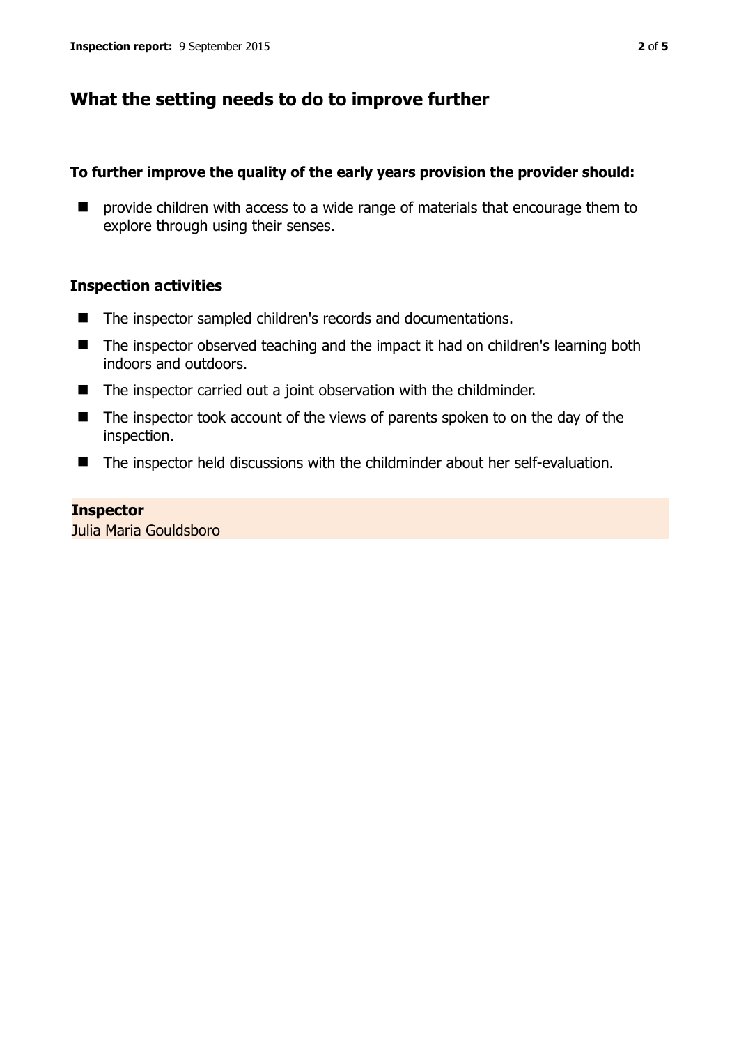## What the setting needs to do to improve further

**To further improve the quality of the early years provision the provider should:**

- provide children with access to a wide range of materials that encourage them to explore through using their senses.

### Inspection activities

- The inspector sampled children's records and documentations.
- The inspector observed teaching and the impact it had on children's learning both indoors and outdoors.
- The inspector carried out a joint observation with the childminder.
- The inspector took account of the views of parents spoken to on the day of the inspection.
- The inspector held discussions with the childminder about her self-evaluation.

**Inspector**
Julia Maria Gouldsboro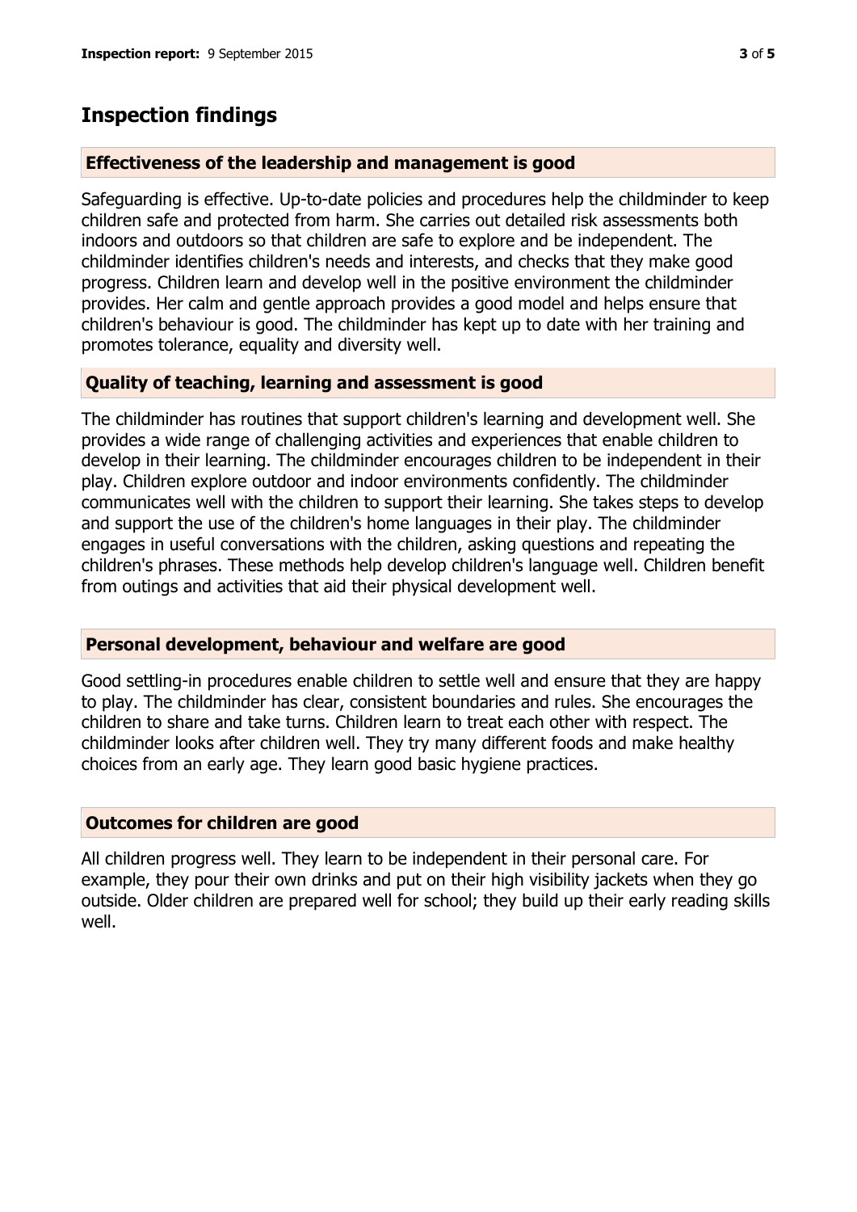## Inspection findings

### Effectiveness of the leadership and management is good

Safeguarding is effective. Up-to-date policies and procedures help the childminder to keep children safe and protected from harm. She carries out detailed risk assessments both indoors and outdoors so that children are safe to explore and be independent. The childminder identifies children's needs and interests, and checks that they make good progress. Children learn and develop well in the positive environment the childminder provides. Her calm and gentle approach provides a good model and helps ensure that children's behaviour is good. The childminder has kept up to date with her training and promotes tolerance, equality and diversity well.

### Quality of teaching, learning and assessment is good

The childminder has routines that support children's learning and development well. She provides a wide range of challenging activities and experiences that enable children to develop in their learning. The childminder encourages children to be independent in their play. Children explore outdoor and indoor environments confidently. The childminder communicates well with the children to support their learning. She takes steps to develop and support the use of the children's home languages in their play. The childminder engages in useful conversations with the children, asking questions and repeating the children's phrases. These methods help develop children's language well. Children benefit from outings and activities that aid their physical development well.

### Personal development, behaviour and welfare are good

Good settling-in procedures enable children to settle well and ensure that they are happy to play. The childminder has clear, consistent boundaries and rules. She encourages the children to share and take turns. Children learn to treat each other with respect. The childminder looks after children well. They try many different foods and make healthy choices from an early age. They learn good basic hygiene practices.

### Outcomes for children are good

All children progress well. They learn to be independent in their personal care. For example, they pour their own drinks and put on their high visibility jackets when they go outside. Older children are prepared well for school; they build up their early reading skills well.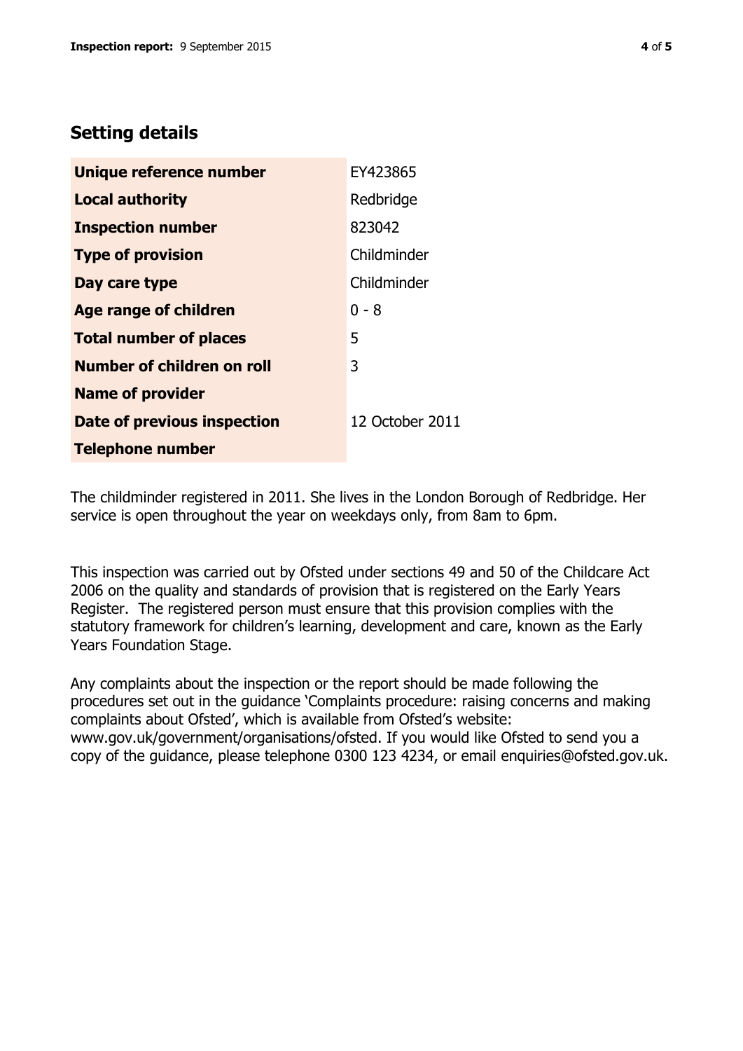## Setting details

| | |
|---|---|
| **Unique reference number** | EY423865 |
| **Local authority** | Redbridge |
| **Inspection number** | 823042 |
| **Type of provision** | Childminder |
| **Day care type** | Childminder |
| **Age range of children** | 0 - 8 |
| **Total number of places** | 5 |
| **Number of children on roll** | 3 |
| **Name of provider** | |
| **Date of previous inspection** | 12 October 2011 |
| **Telephone number** | |

The childminder registered in 2011. She lives in the London Borough of Redbridge. Her service is open throughout the year on weekdays only, from 8am to 6pm.

This inspection was carried out by Ofsted under sections 49 and 50 of the Childcare Act 2006 on the quality and standards of provision that is registered on the Early Years Register. The registered person must ensure that this provision complies with the statutory framework for children's learning, development and care, known as the Early Years Foundation Stage.

Any complaints about the inspection or the report should be made following the procedures set out in the guidance 'Complaints procedure: raising concerns and making complaints about Ofsted', which is available from Ofsted's website: www.gov.uk/government/organisations/ofsted. If you would like Ofsted to send you a copy of the guidance, please telephone 0300 123 4234, or email enquiries@ofsted.gov.uk.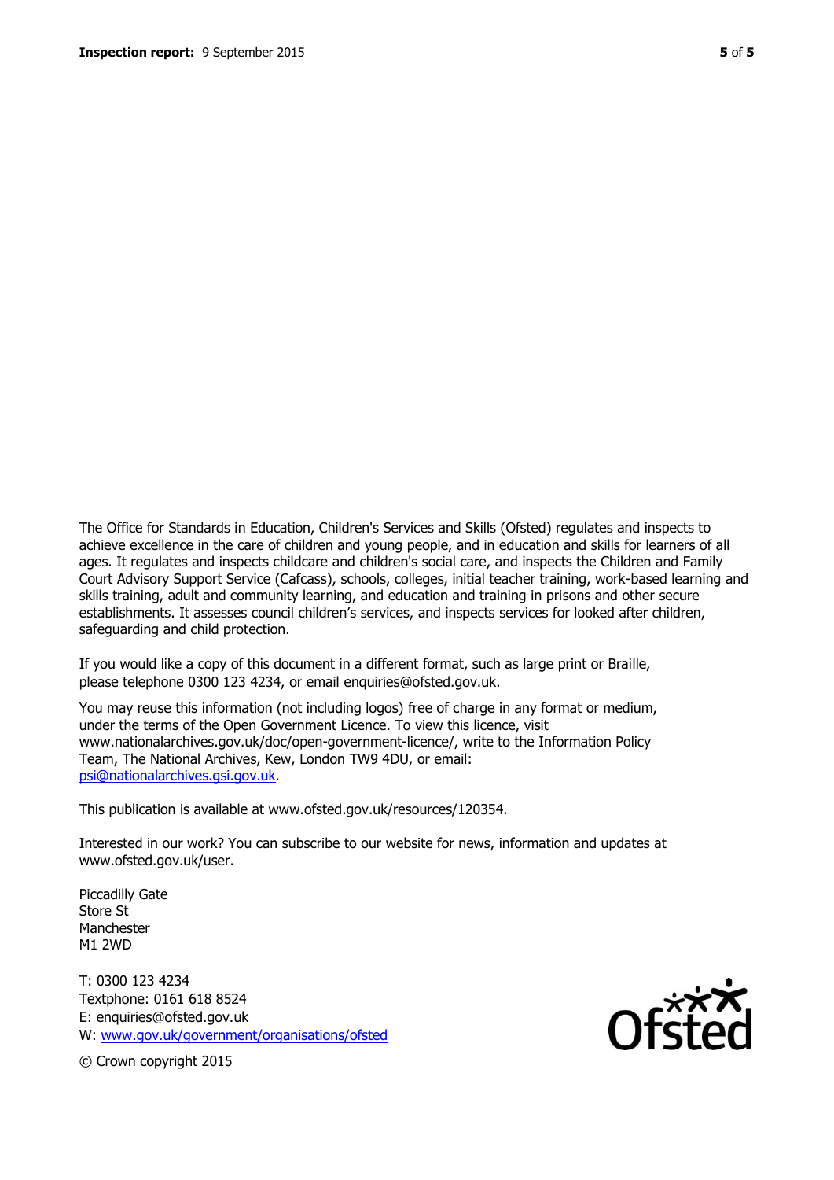The Office for Standards in Education, Children's Services and Skills (Ofsted) regulates and inspects to achieve excellence in the care of children and young people, and in education and skills for learners of all ages. It regulates and inspects childcare and children's social care, and inspects the Children and Family Court Advisory Support Service (Cafcass), schools, colleges, initial teacher training, work-based learning and skills training, adult and community learning, and education and training in prisons and other secure establishments. It assesses council children's services, and inspects services for looked after children, safeguarding and child protection.

If you would like a copy of this document in a different format, such as large print or Braille, please telephone 0300 123 4234, or email enquiries@ofsted.gov.uk.

You may reuse this information (not including logos) free of charge in any format or medium, under the terms of the Open Government Licence. To view this licence, visit www.nationalarchives.gov.uk/doc/open-government-licence/, write to the Information Policy Team, The National Archives, Kew, London TW9 4DU, or email: psi@nationalarchives.gsi.gov.uk.

This publication is available at www.ofsted.gov.uk/resources/120354.

Interested in our work? You can subscribe to our website for news, information and updates at www.ofsted.gov.uk/user.

Piccadilly Gate
Store St
Manchester
M1 2WD

T: 0300 123 4234
Textphone: 0161 618 8524
E: enquiries@ofsted.gov.uk
W: www.gov.uk/government/organisations/ofsted

© Crown copyright 2015